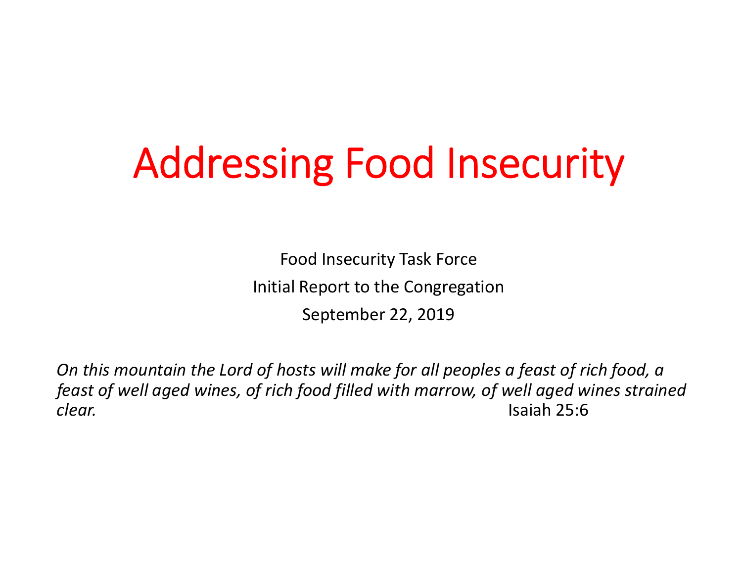# Addressing Food Insecurity

Food Insecurity Task Force

Initial Report to the Congregation

September 22, 2019

*On this mountain the Lord of hosts will make for all peoples a feast of rich food, a feast of well aged wines, of rich food filled with marrow, of well aged wines strained clear.* Isaiah 25:6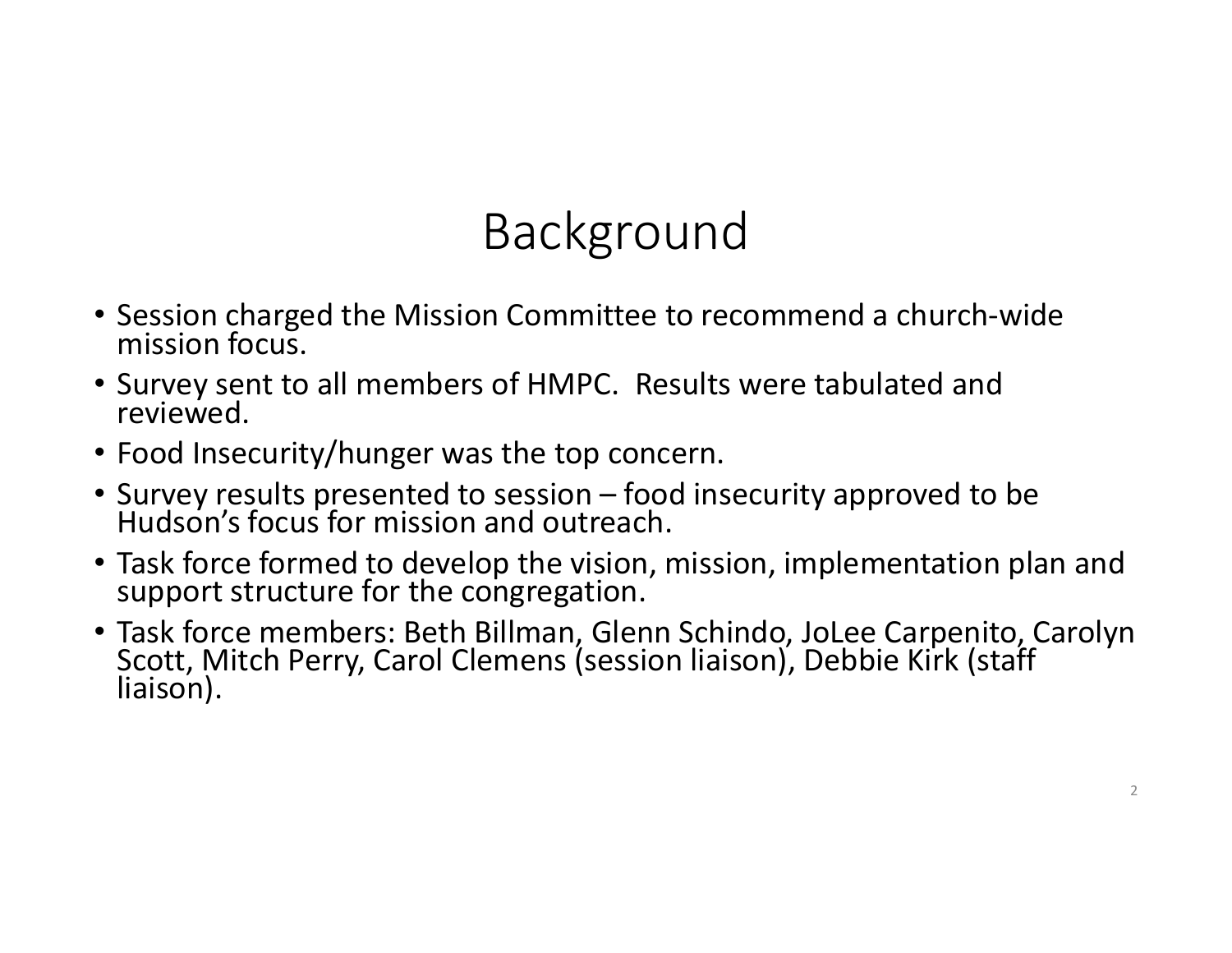# Background

- Session charged the Mission Committee to recommend a church-wide mission focus.
- Survey sent to all members of HMPC. Results were tabulated and reviewed.
- Food Insecurity/hunger was the top concern.
- Survey results presented to session – food insecurity approved to be Hudson's focus for mission and outreach.
- Task force formed to develop the vision, mission, implementation plan and support structure for the congregation.
- Task force members: Beth Billman, Glenn Schindo, JoLee Carpenito, Carolyn Scott, Mitch Perry, Carol Clemens (session liaison), Debbie Kirk (staff liaison).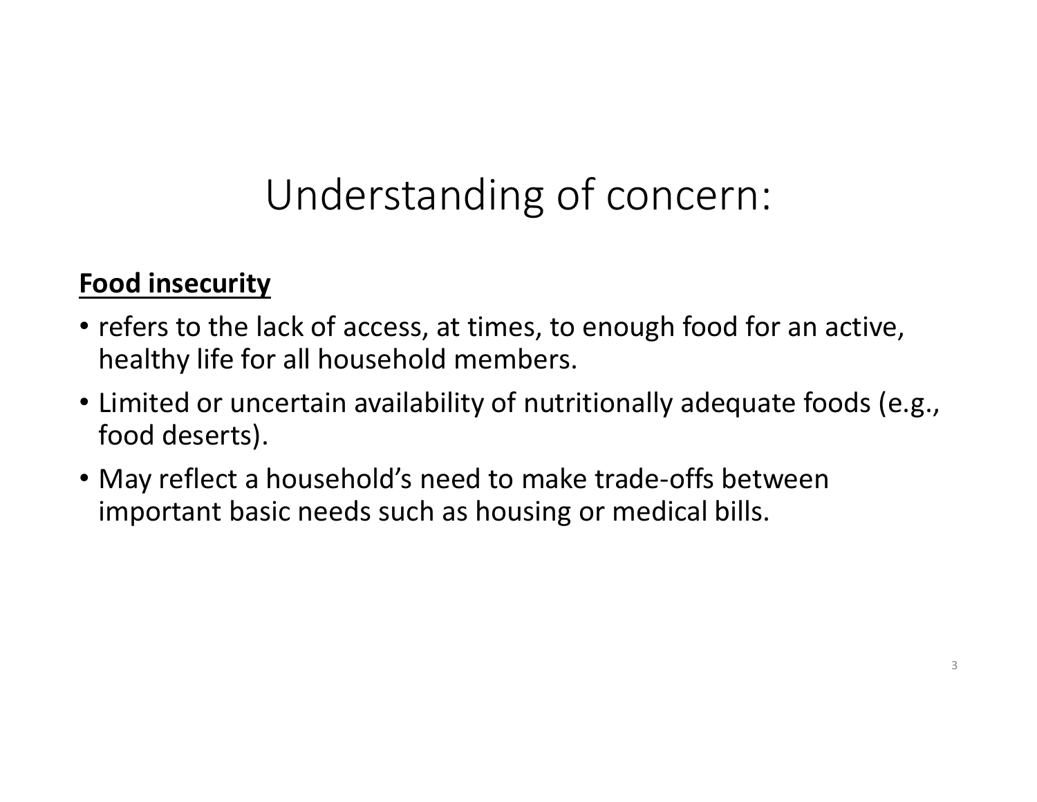# Understanding of concern:

**Food insecurity**

- refers to the lack of access, at times, to enough food for an active, healthy life for all household members.
- Limited or uncertain availability of nutritionally adequate foods (e.g., food deserts).
- May reflect a household's need to make trade-offs between important basic needs such as housing or medical bills.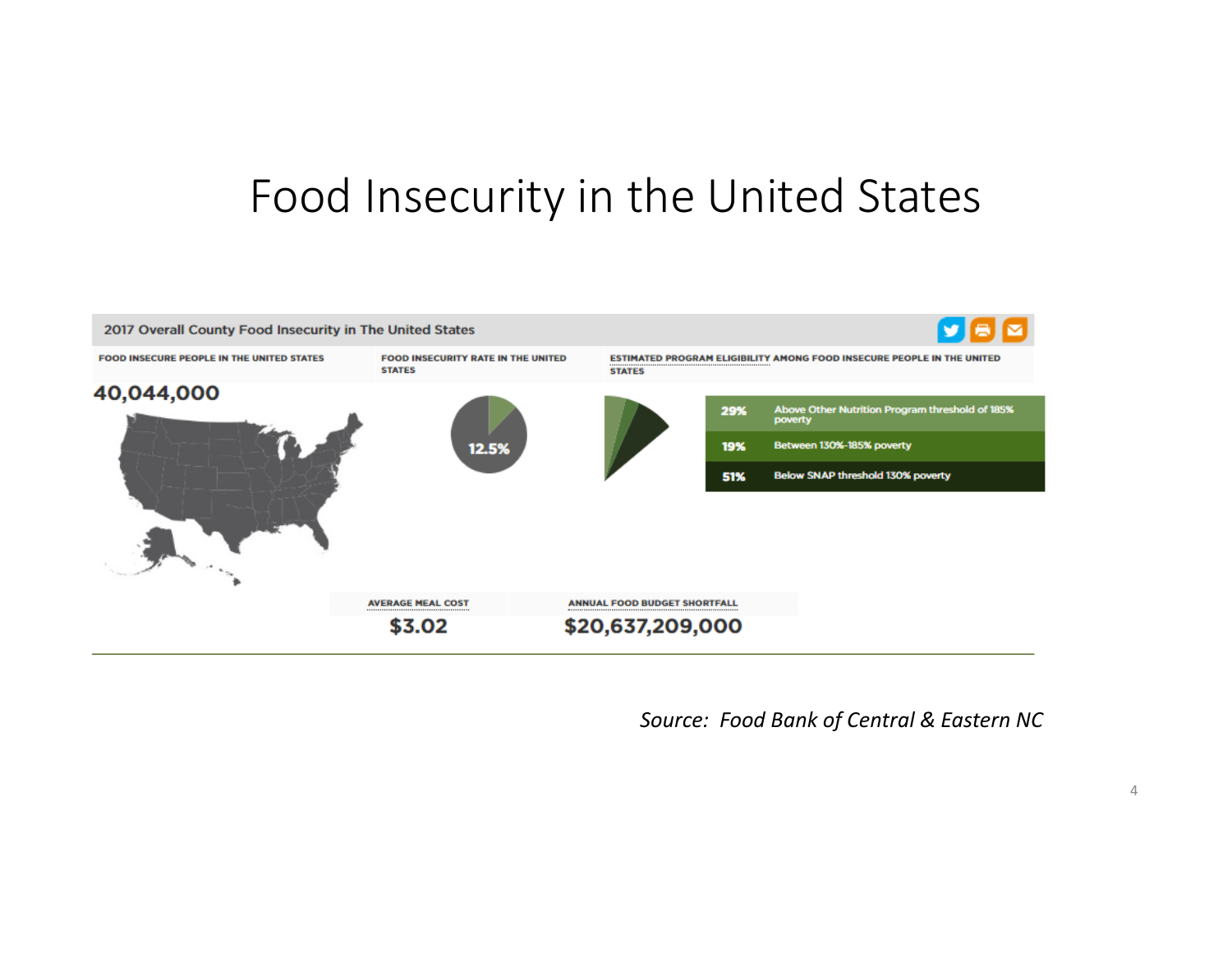# Food Insecurity in the United States

**2017 Overall County Food Insecurity in The United States**

**FOOD INSECURE PEOPLE IN THE UNITED STATES**

40,044,000

**FOOD INSECURITY RATE IN THE UNITED STATES**

12.5%

**ESTIMATED PROGRAM ELIGIBILITY AMONG FOOD INSECURE PEOPLE IN THE UNITED STATES**

| | |
|---|---|
| 29% | Above Other Nutrition Program threshold of 185% poverty |
| 19% | Between 130%-185% poverty |
| 51% | Below SNAP threshold 130% poverty |

**AVERAGE MEAL COST**

$3.02

**ANNUAL FOOD BUDGET SHORTFALL**

$20,637,209,000

*Source: Food Bank of Central & Eastern NC*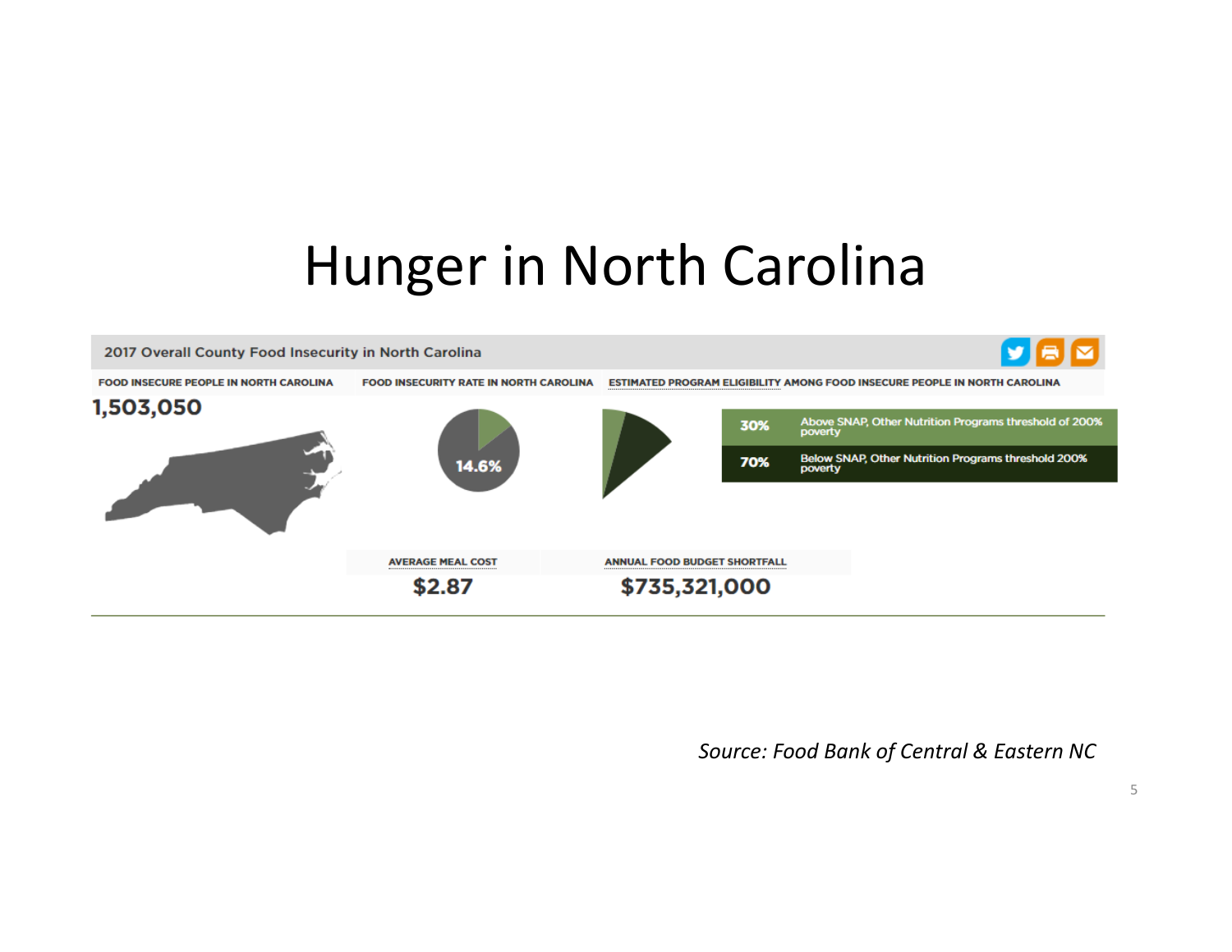# Hunger in North Carolina

2017 Overall County Food Insecurity in North Carolina

**FOOD INSECURE PEOPLE IN NORTH CAROLINA**

**1,503,050**

**FOOD INSECURITY RATE IN NORTH CAROLINA**

**14.6%**

**ESTIMATED PROGRAM ELIGIBILITY AMONG FOOD INSECURE PEOPLE IN NORTH CAROLINA**

| | |
|---|---|
| 30% | Above SNAP, Other Nutrition Programs threshold of 200% poverty |
| 70% | Below SNAP, Other Nutrition Programs threshold 200% poverty |

**AVERAGE MEAL COST**

**$2.87**

**ANNUAL FOOD BUDGET SHORTFALL**

**$735,321,000**

*Source: Food Bank of Central & Eastern NC*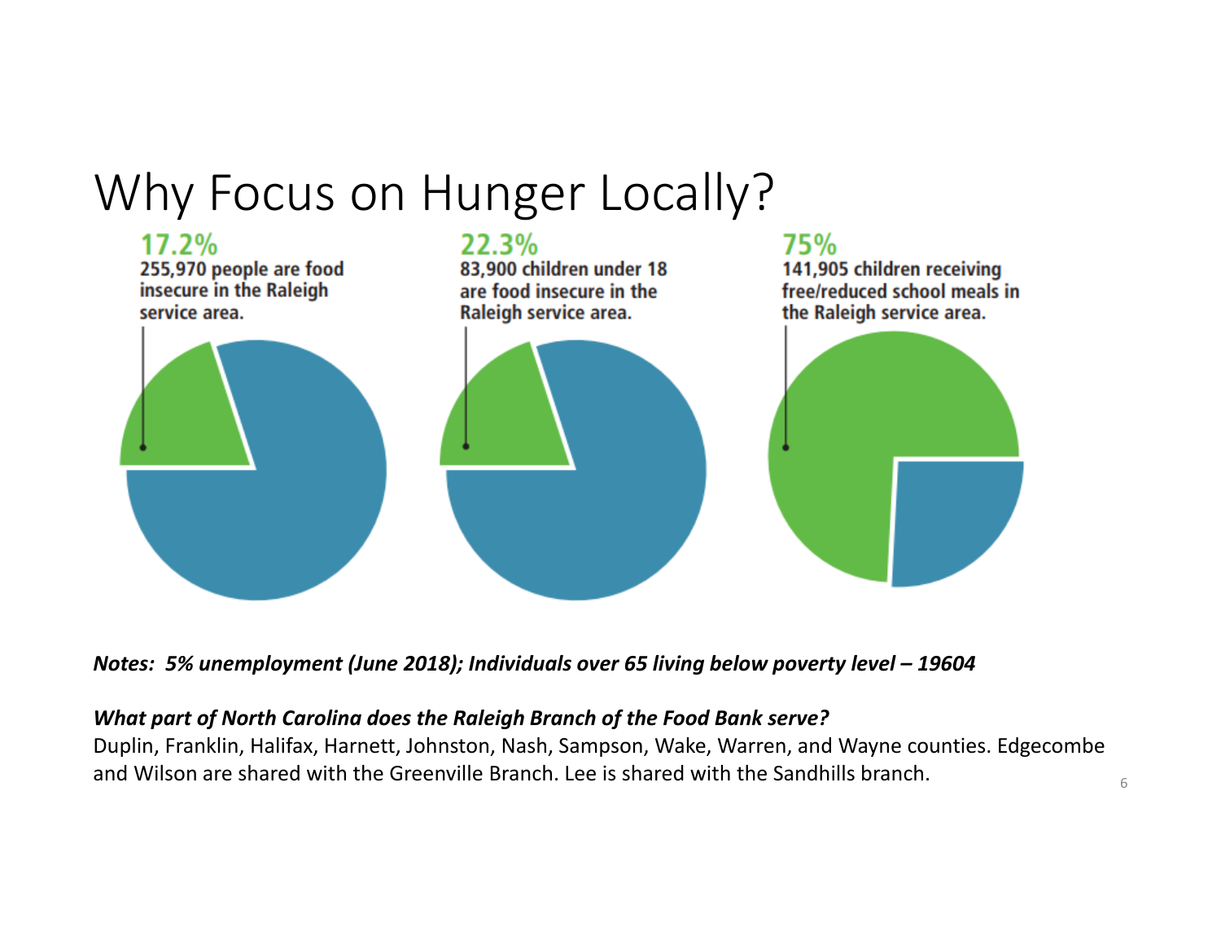# Why Focus on Hunger Locally?

**17.2%**
255,970 people are food insecure in the Raleigh service area.

**22.3%**
83,900 children under 18 are food insecure in the Raleigh service area.

**75%**
141,905 children receiving free/reduced school meals in the Raleigh service area.

***Notes: 5% unemployment (June 2018); Individuals over 65 living below poverty level – 19604***

***What part of North Carolina does the Raleigh Branch of the Food Bank serve?***

Duplin, Franklin, Halifax, Harnett, Johnston, Nash, Sampson, Wake, Warren, and Wayne counties. Edgecombe and Wilson are shared with the Greenville Branch. Lee is shared with the Sandhills branch.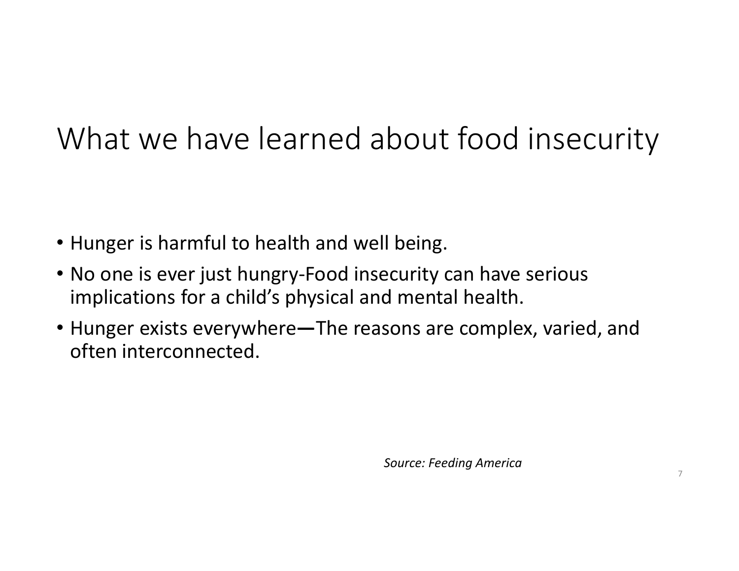# What we have learned about food insecurity

- Hunger is harmful to health and well being.
- No one is ever just hungry-Food insecurity can have serious implications for a child's physical and mental health.
- Hunger exists everywhere—The reasons are complex, varied, and often interconnected.

*Source: Feeding America*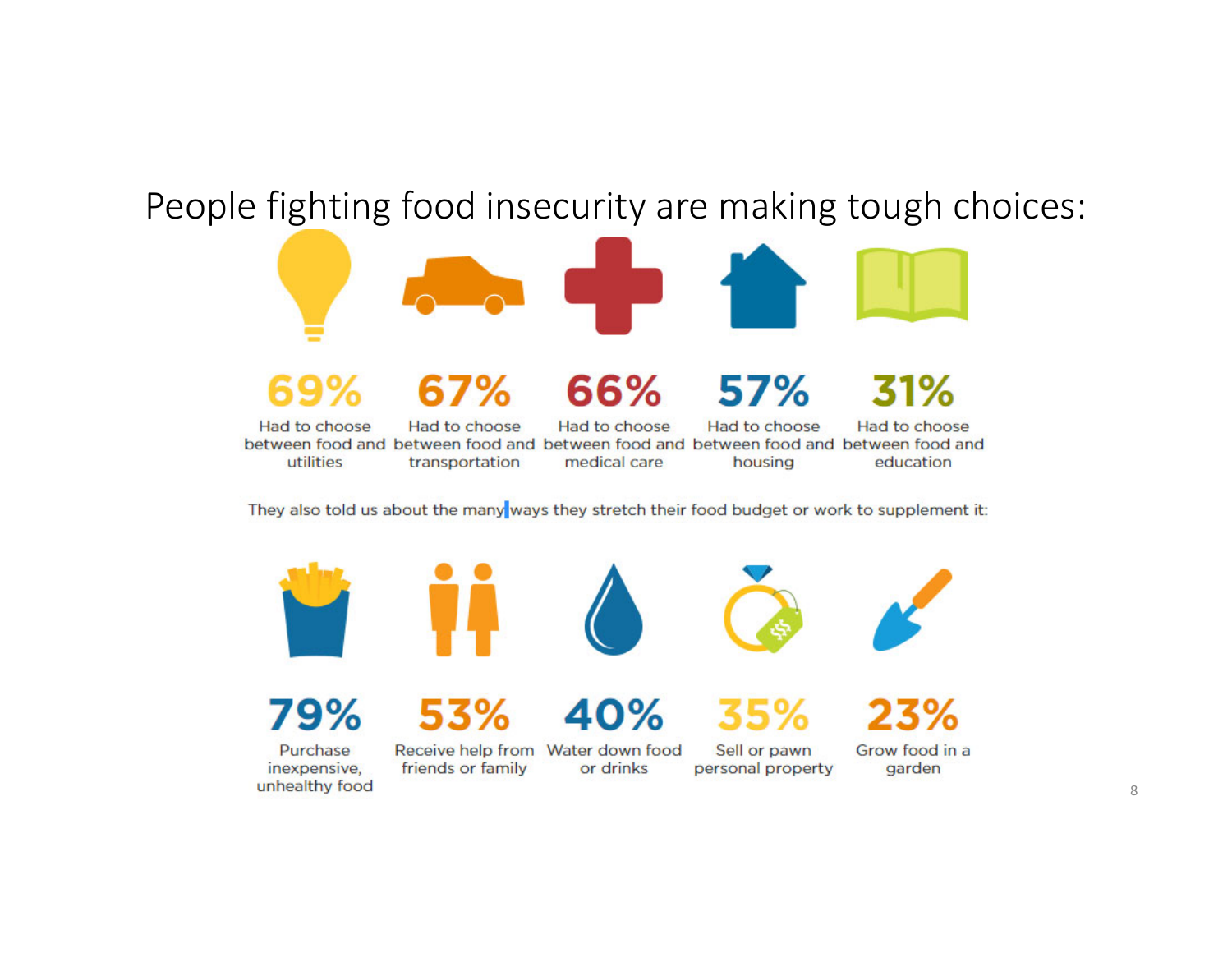# People fighting food insecurity are making tough choices:

**69%**
Had to choose between food and utilities

**67%**
Had to choose between food and transportation

**66%**
Had to choose between food and medical care

**57%**
Had to choose between food and housing

**31%**
Had to choose between food and education

They also told us about the many ways they stretch their food budget or work to supplement it:

**79%**
Purchase inexpensive, unhealthy food

**53%**
Receive help from friends or family

**40%**
Water down food or drinks

**35%**
Sell or pawn personal property

**23%**
Grow food in a garden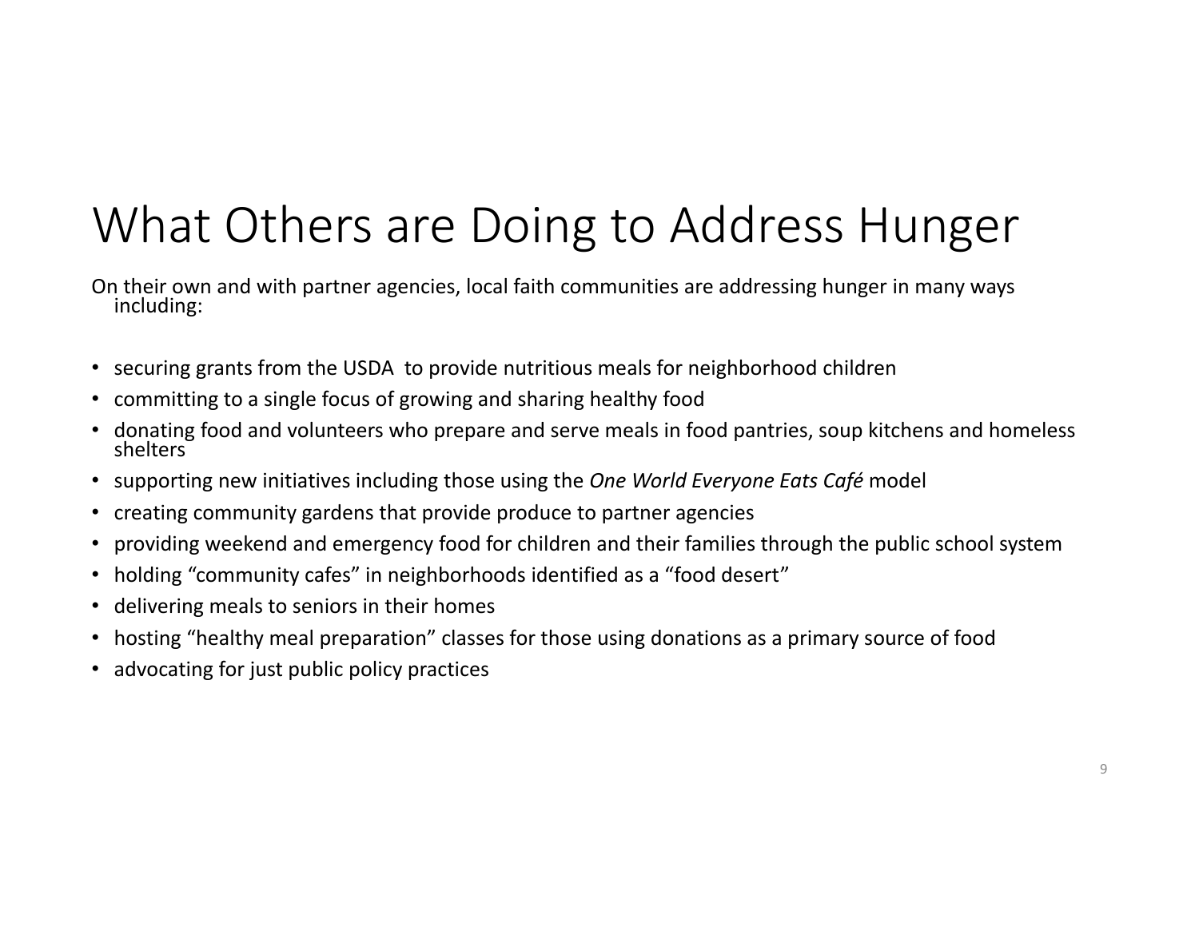# What Others are Doing to Address Hunger

On their own and with partner agencies, local faith communities are addressing hunger in many ways including:

- securing grants from the USDA to provide nutritious meals for neighborhood children
- committing to a single focus of growing and sharing healthy food
- donating food and volunteers who prepare and serve meals in food pantries, soup kitchens and homeless shelters
- supporting new initiatives including those using the *One World Everyone Eats Café* model
- creating community gardens that provide produce to partner agencies
- providing weekend and emergency food for children and their families through the public school system
- holding “community cafes” in neighborhoods identified as a “food desert”
- delivering meals to seniors in their homes
- hosting “healthy meal preparation” classes for those using donations as a primary source of food
- advocating for just public policy practices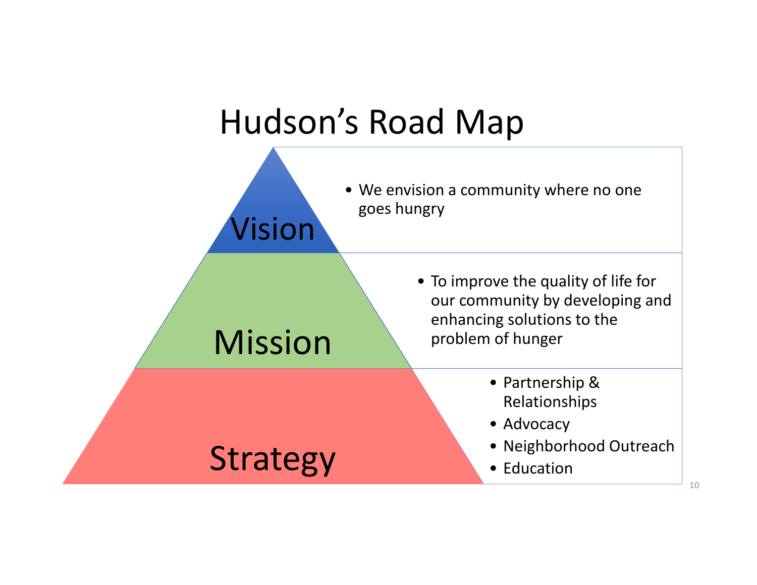# Hudson's Road Map

## Vision

- We envision a community where no one goes hungry

## Mission

- To improve the quality of life for our community by developing and enhancing solutions to the problem of hunger

## Strategy

- Partnership & Relationships
- Advocacy
- Neighborhood Outreach
- Education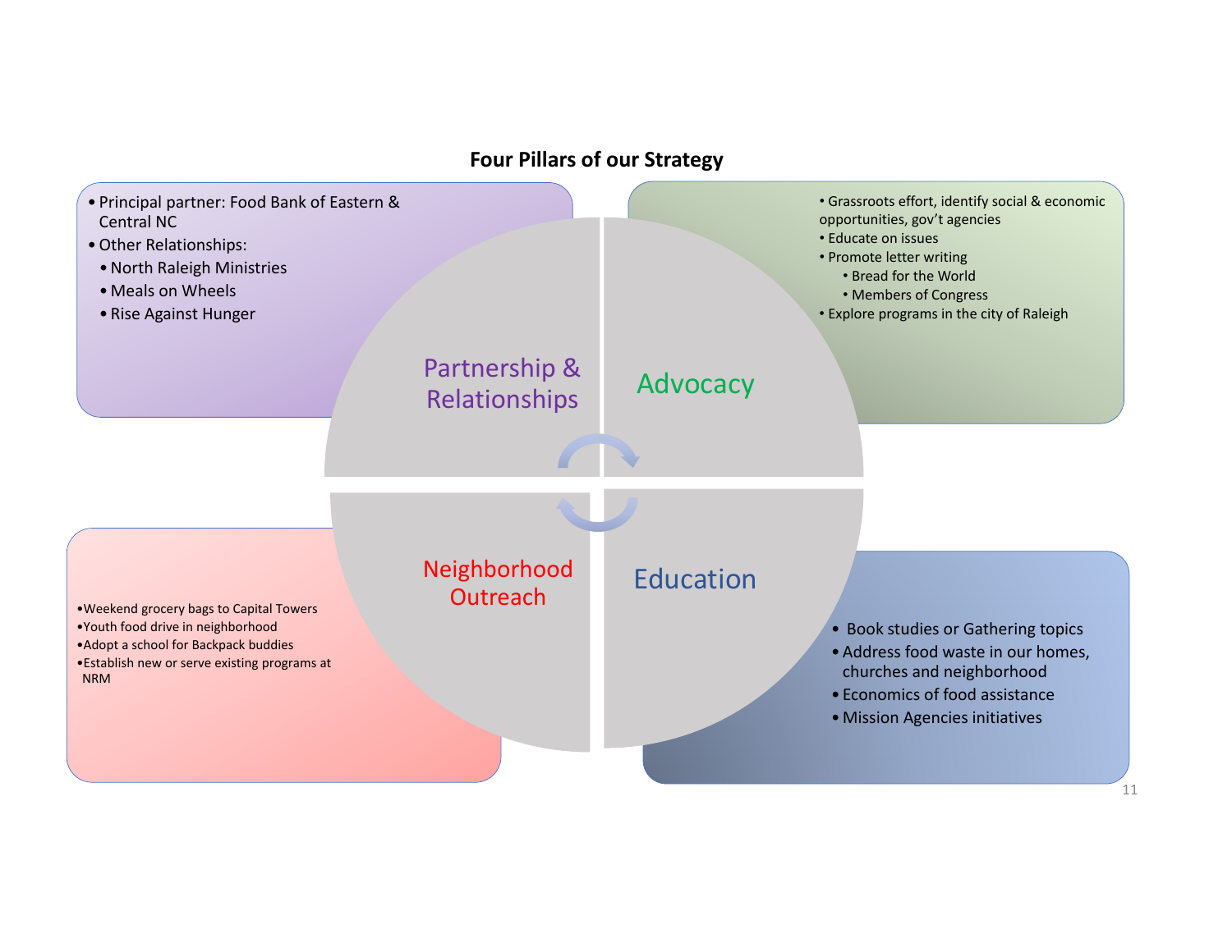## Four Pillars of our Strategy

### Partnership & Relationships

- Principal partner: Food Bank of Eastern & Central NC
- Other Relationships:
  - North Raleigh Ministries
  - Meals on Wheels
  - Rise Against Hunger

### Advocacy

- Grassroots effort, identify social & economic opportunities, gov't agencies
- Educate on issues
- Promote letter writing
  - Bread for the World
  - Members of Congress
- Explore programs in the city of Raleigh

### Neighborhood Outreach

- Weekend grocery bags to Capital Towers
- Youth food drive in neighborhood
- Adopt a school for Backpack buddies
- Establish new or serve existing programs at NRM

### Education

- Book studies or Gathering topics
- Address food waste in our homes, churches and neighborhood
- Economics of food assistance
- Mission Agencies initiatives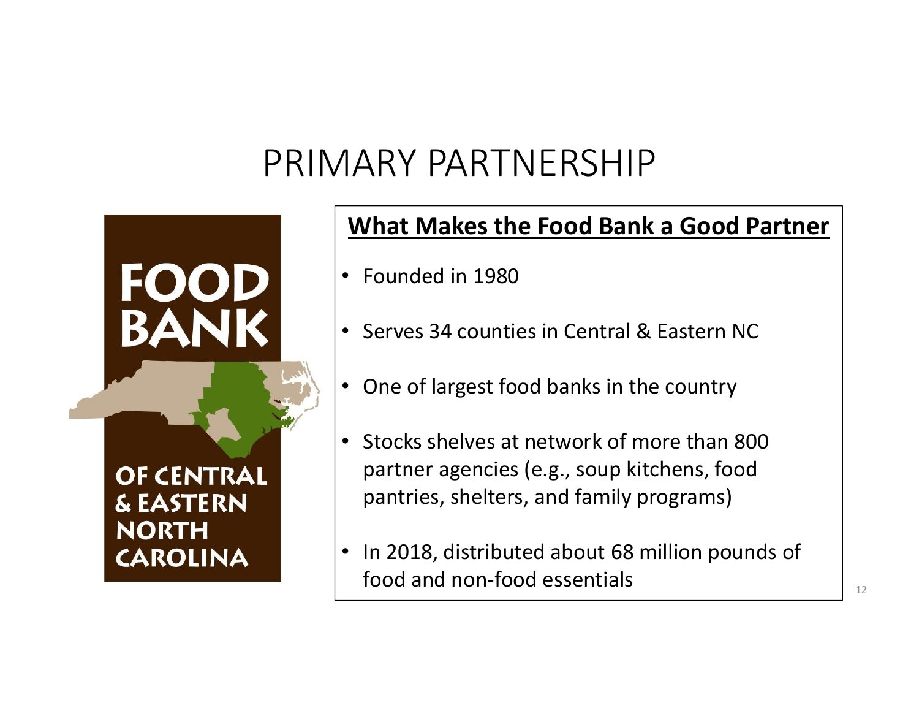# PRIMARY PARTNERSHIP

FOOD BANK OF CENTRAL & EASTERN NORTH CAROLINA

**What Makes the Food Bank a Good Partner**

- Founded in 1980
- Serves 34 counties in Central & Eastern NC
- One of largest food banks in the country
- Stocks shelves at network of more than 800 partner agencies (e.g., soup kitchens, food pantries, shelters, and family programs)
- In 2018, distributed about 68 million pounds of food and non-food essentials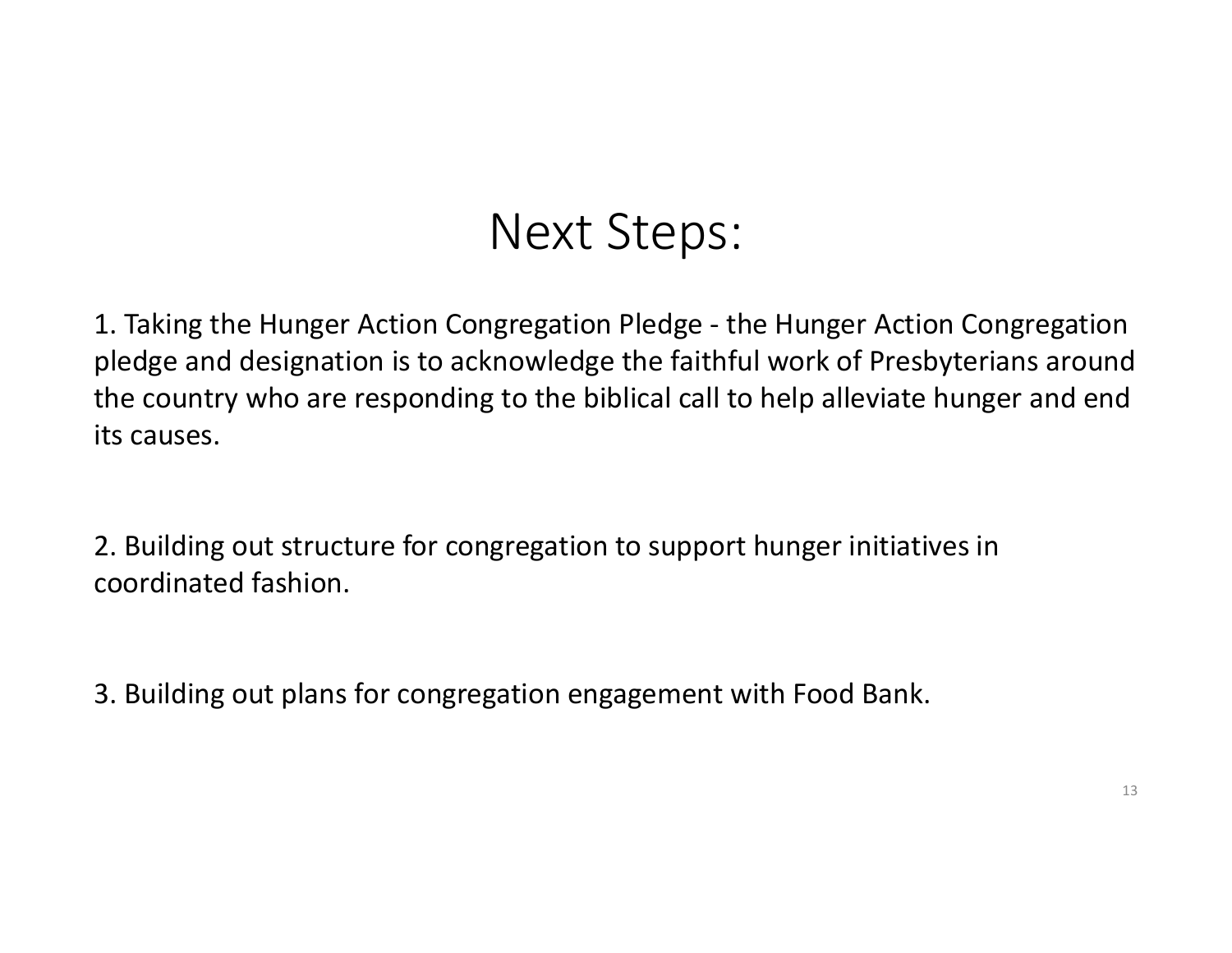# Next Steps:

1. Taking the Hunger Action Congregation Pledge - the Hunger Action Congregation pledge and designation is to acknowledge the faithful work of Presbyterians around the country who are responding to the biblical call to help alleviate hunger and end its causes.

2. Building out structure for congregation to support hunger initiatives in coordinated fashion.

3. Building out plans for congregation engagement with Food Bank.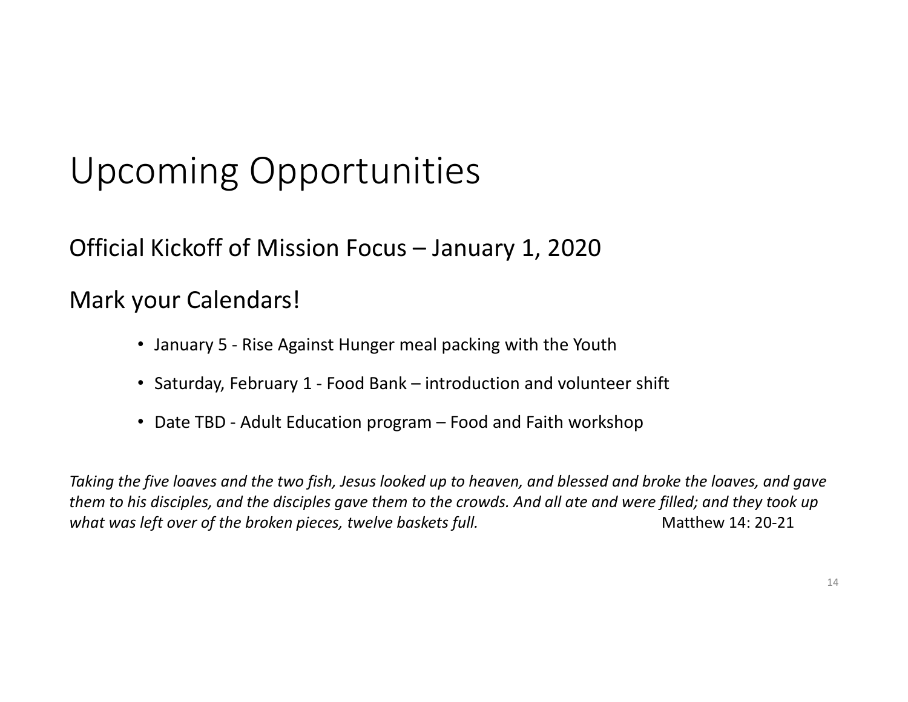# Upcoming Opportunities

## Official Kickoff of Mission Focus – January 1, 2020

## Mark your Calendars!

- January 5 - Rise Against Hunger meal packing with the Youth
- Saturday, February 1 - Food Bank – introduction and volunteer shift
- Date TBD - Adult Education program – Food and Faith workshop

*Taking the five loaves and the two fish, Jesus looked up to heaven, and blessed and broke the loaves, and gave them to his disciples, and the disciples gave them to the crowds. And all ate and were filled; and they took up what was left over of the broken pieces, twelve baskets full.* Matthew 14: 20-21